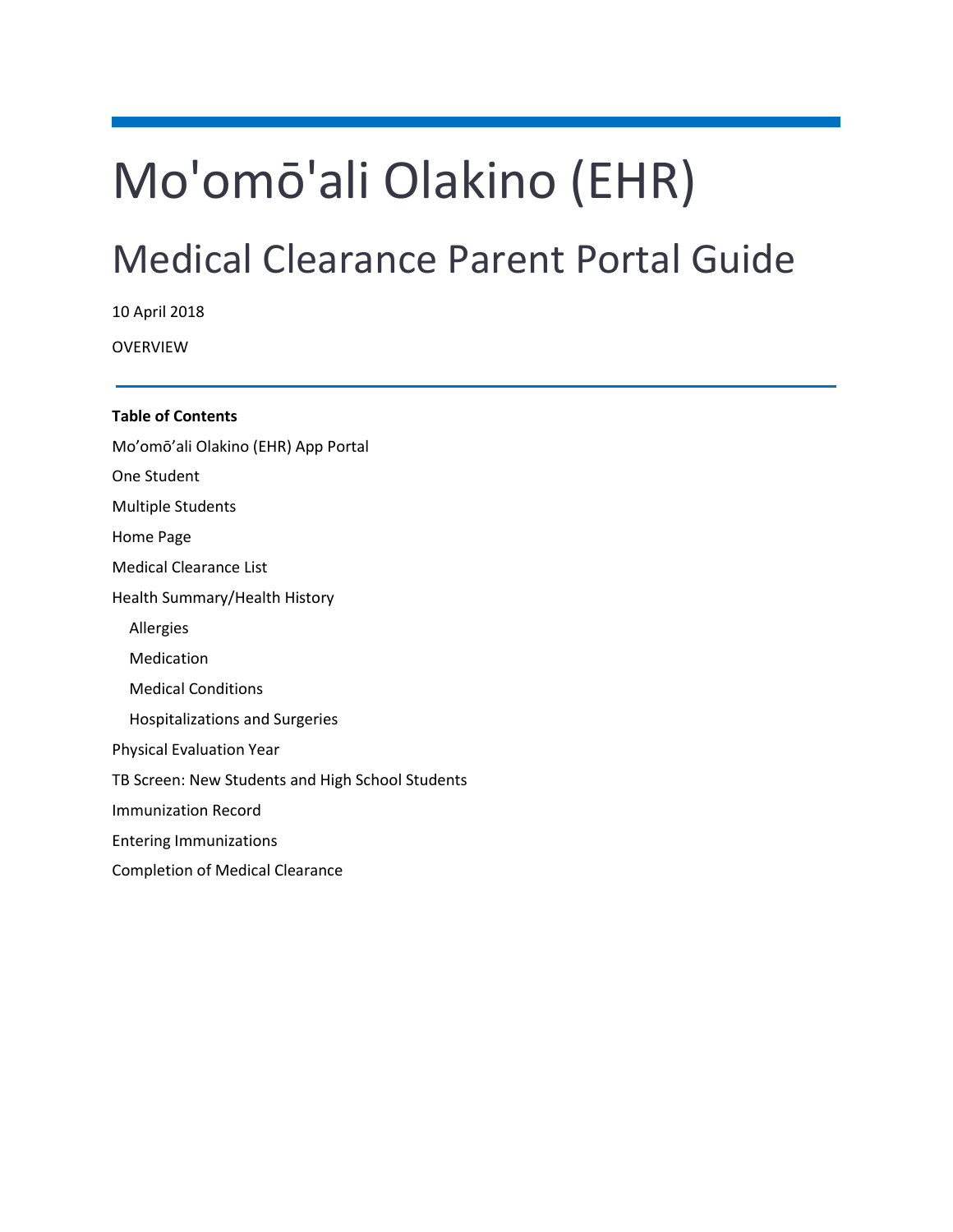# Mo'omō'ali Olakino (EHR)

## Medical Clearance Parent Portal Guide

10 April 2018

OVERVIEW

---

**Table of Contents**

Mo'omō'ali Olakino (EHR) App Portal

One Student

Multiple Students

Home Page

Medical Clearance List

Health Summary/Health History

- Allergies
- Medication
- Medical Conditions
- Hospitalizations and Surgeries

Physical Evaluation Year

TB Screen: New Students and High School Students

Immunization Record

Entering Immunizations

Completion of Medical Clearance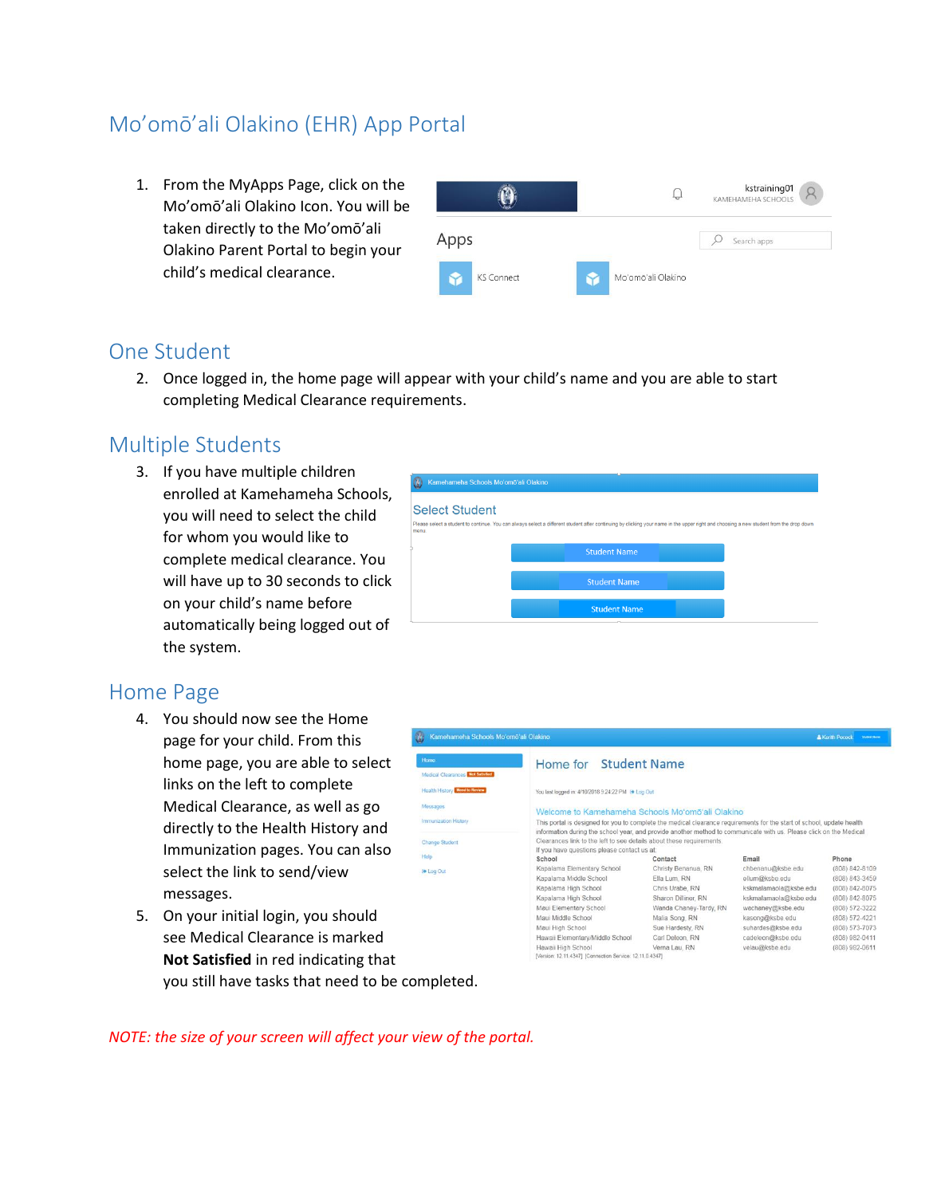## Mo'omō'ali Olakino (EHR) App Portal

1. From the MyApps Page, click on the Mo'omō'ali Olakino Icon. You will be taken directly to the Mo'omō'ali Olakino Parent Portal to begin your child's medical clearance.

## One Student

2. Once logged in, the home page will appear with your child's name and you are able to start completing Medical Clearance requirements.

## Multiple Students

3. If you have multiple children enrolled at Kamehameha Schools, you will need to select the child for whom you would like to complete medical clearance. You will have up to 30 seconds to click on your child's name before automatically being logged out of the system.

## Home Page

4. You should now see the Home page for your child. From this home page, you are able to select links on the left to complete Medical Clearance, as well as go directly to the Health History and Immunization pages. You can also select the link to send/view messages.
5. On your initial login, you should see Medical Clearance is marked **Not Satisfied** in red indicating that you still have tasks that need to be completed.

*NOTE: the size of your screen will affect your view of the portal.*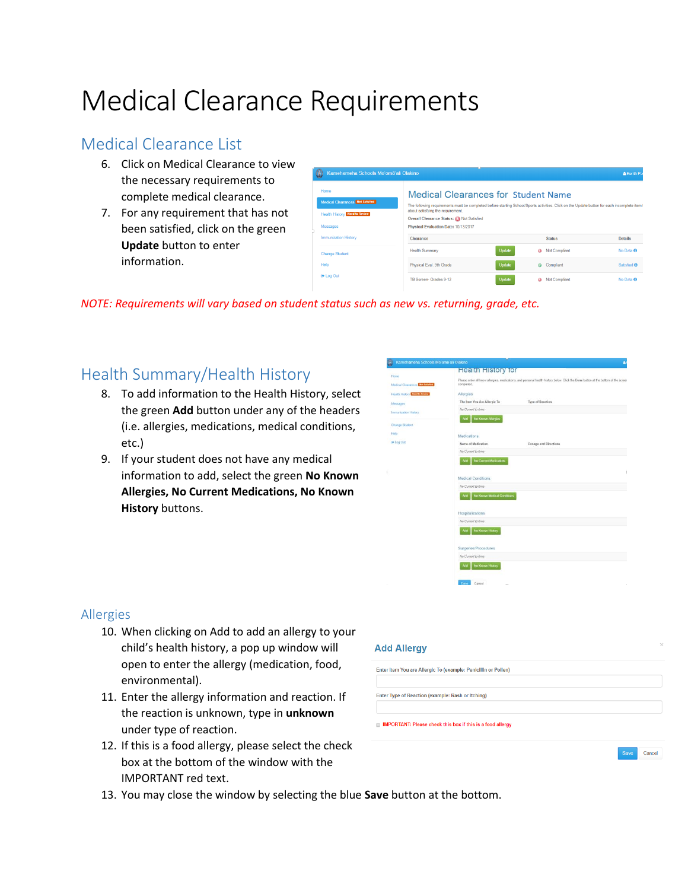# Medical Clearance Requirements

## Medical Clearance List

6. Click on Medical Clearance to view the necessary requirements to complete medical clearance.
7. For any requirement that has not been satisfied, click on the green **Update** button to enter information.

*NOTE: Requirements will vary based on student status such as new vs. returning, grade, etc.*

## Health Summary/Health History

8. To add information to the Health History, select the green **Add** button under any of the headers (i.e. allergies, medications, medical conditions, etc.)
9. If your student does not have any medical information to add, select the green **No Known Allergies, No Current Medications, No Known History** buttons.

### Allergies

10. When clicking on Add to add an allergy to your child's health history, a pop up window will open to enter the allergy (medication, food, environmental).
11. Enter the allergy information and reaction. If the reaction is unknown, type in **unknown** under type of reaction.
12. If this is a food allergy, please select the check box at the bottom of the window with the IMPORTANT red text.
13. You may close the window by selecting the blue **Save** button at the bottom.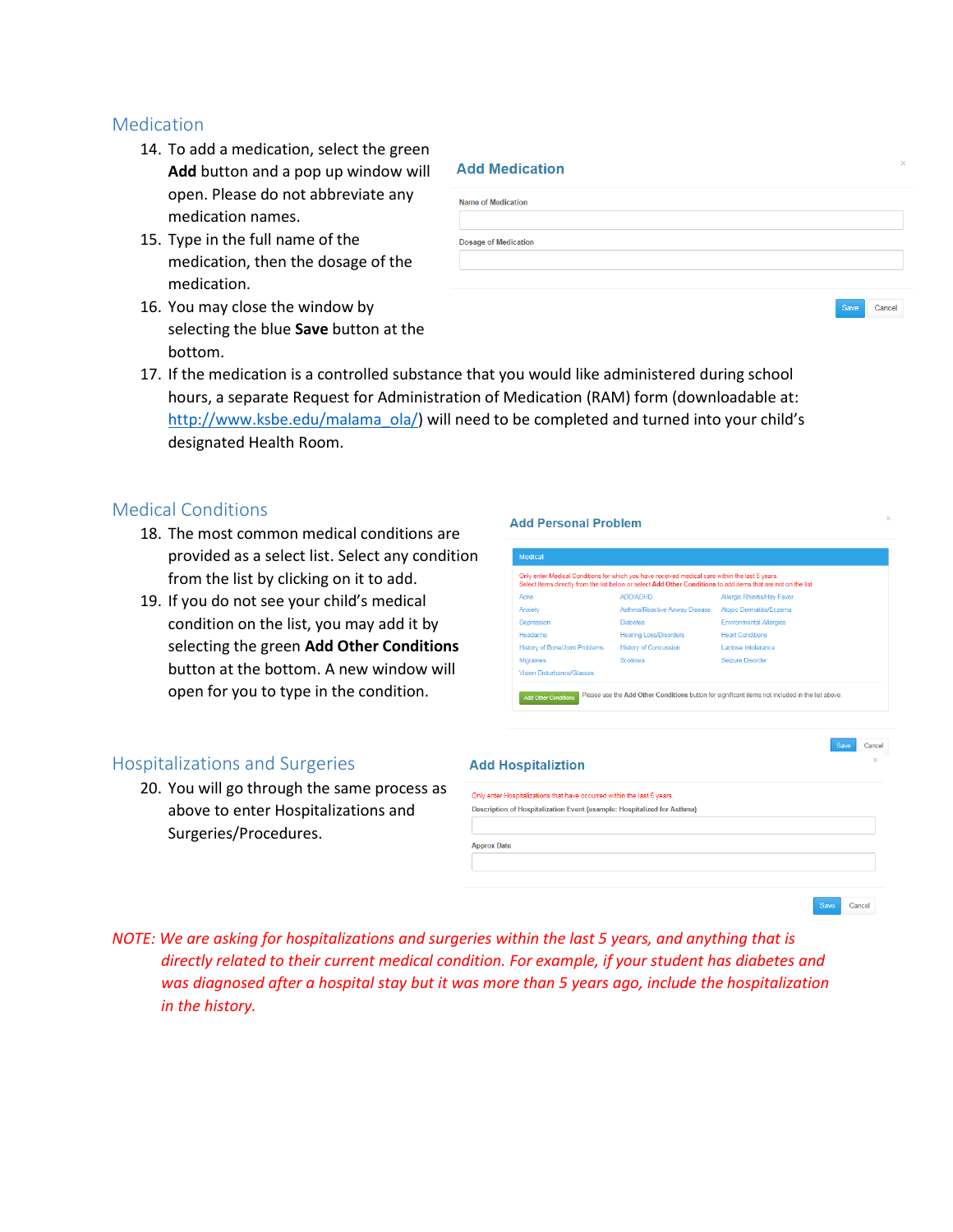## Medication

14. To add a medication, select the green **Add** button and a pop up window will open. Please do not abbreviate any medication names.
15. Type in the full name of the medication, then the dosage of the medication.
16. You may close the window by selecting the blue **Save** button at the bottom.
17. If the medication is a controlled substance that you would like administered during school hours, a separate Request for Administration of Medication (RAM) form (downloadable at: http://www.ksbe.edu/malama_ola/) will need to be completed and turned into your child's designated Health Room.

**Add Medication**

Name of Medication

Dosage of Medication

Save Cancel

## Medical Conditions

18. The most common medical conditions are provided as a select list. Select any condition from the list by clicking on it to add.
19. If you do not see your child's medical condition on the list, you may add it by selecting the green **Add Other Conditions** button at the bottom. A new window will open for you to type in the condition.

**Add Personal Problem**

Medical

Only enter Medical Conditions for which you have received medical care within the last 5 years.
Select items directly from the list below or select **Add Other Conditions** to add items that are not on the list.

| | | |
|---|---|---|
| Acne | ADD/ADHD | Allergic Rhinitis/Hay Fever |
| Anxiety | Asthma/Reactive Airway Disease | Atopic Dermatitis/Eczema |
| Depression | Diabetes | Environmental Allergies |
| Headache | Hearing Loss/Disorders | Heart Conditions |
| History of Bone/Joint Problems | History of Concussion | Lactose Intolerance |
| Migraines | Scoliosis | Seizure Disorder |
| Vision Disturbance/Glasses | | |

Add Other Conditions — Please use the **Add Other Conditions** button for significant items not included in the list above.

Save Cancel

## Hospitalizations and Surgeries

20. You will go through the same process as above to enter Hospitalizations and Surgeries/Procedures.

**Add Hospitaliztion**

Only enter Hospitalizations that have occurred within the last 5 years.

Description of Hospitalization Event (example: Hospitalized for Asthma)

Approx Date

Save Cancel

*NOTE: We are asking for hospitalizations and surgeries within the last 5 years, and anything that is directly related to their current medical condition. For example, if your student has diabetes and was diagnosed after a hospital stay but it was more than 5 years ago, include the hospitalization in the history.*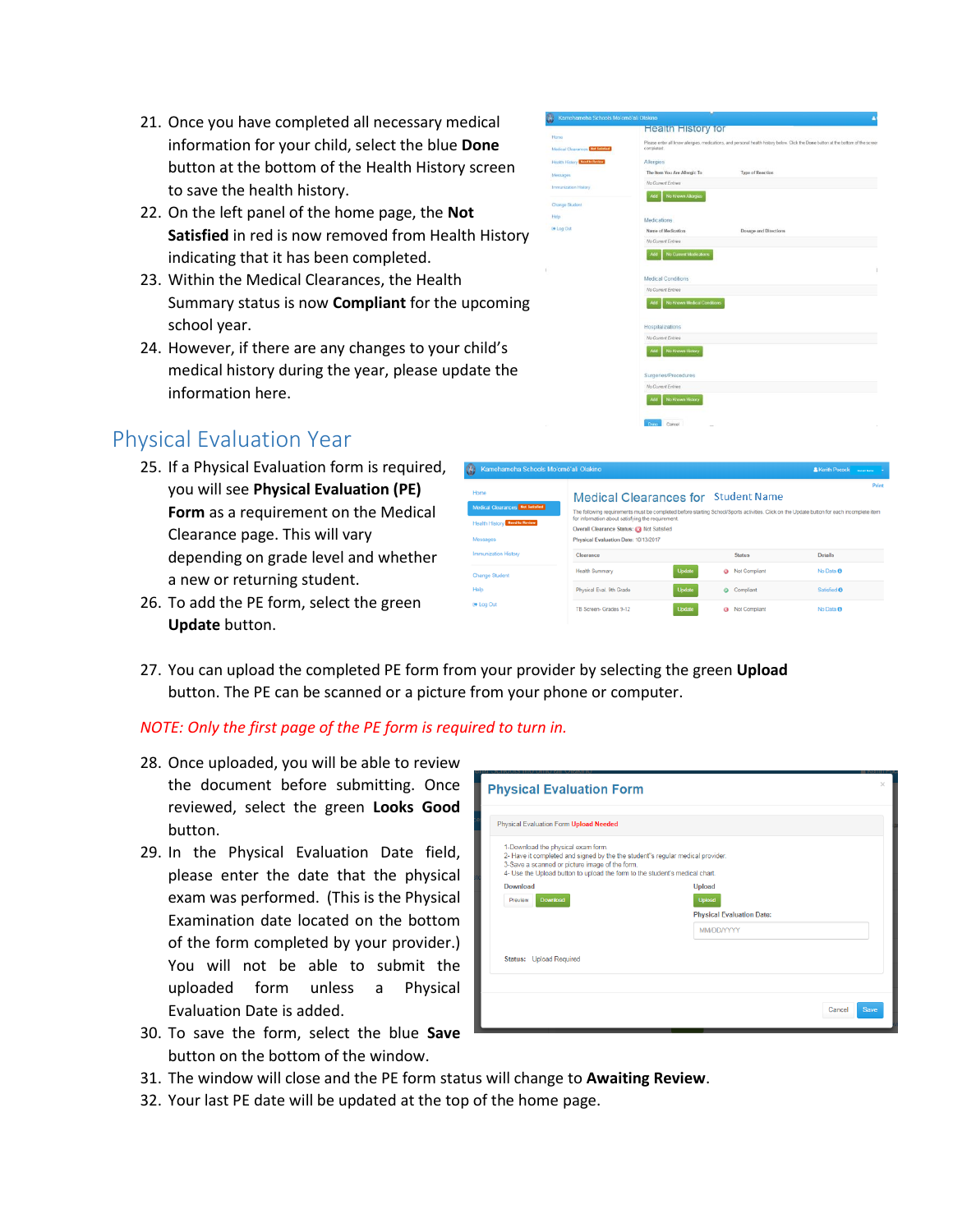21. Once you have completed all necessary medical information for your child, select the blue **Done** button at the bottom of the Health History screen to save the health history.
22. On the left panel of the home page, the **Not Satisfied** in red is now removed from Health History indicating that it has been completed.
23. Within the Medical Clearances, the Health Summary status is now **Compliant** for the upcoming school year.
24. However, if there are any changes to your child's medical history during the year, please update the information here.

## Physical Evaluation Year

25. If a Physical Evaluation form is required, you will see **Physical Evaluation (PE) Form** as a requirement on the Medical Clearance page. This will vary depending on grade level and whether a new or returning student.
26. To add the PE form, select the green **Update** button.
27. You can upload the completed PE form from your provider by selecting the green **Upload** button. The PE can be scanned or a picture from your phone or computer.

*NOTE: Only the first page of the PE form is required to turn in.*

28. Once uploaded, you will be able to review the document before submitting. Once reviewed, select the green **Looks Good** button.
29. In the Physical Evaluation Date field, please enter the date that the physical exam was performed. (This is the Physical Examination date located on the bottom of the form completed by your provider.) You will not be able to submit the uploaded form unless a Physical Evaluation Date is added.
30. To save the form, select the blue **Save** button on the bottom of the window.
31. The window will close and the PE form status will change to **Awaiting Review**.
32. Your last PE date will be updated at the top of the home page.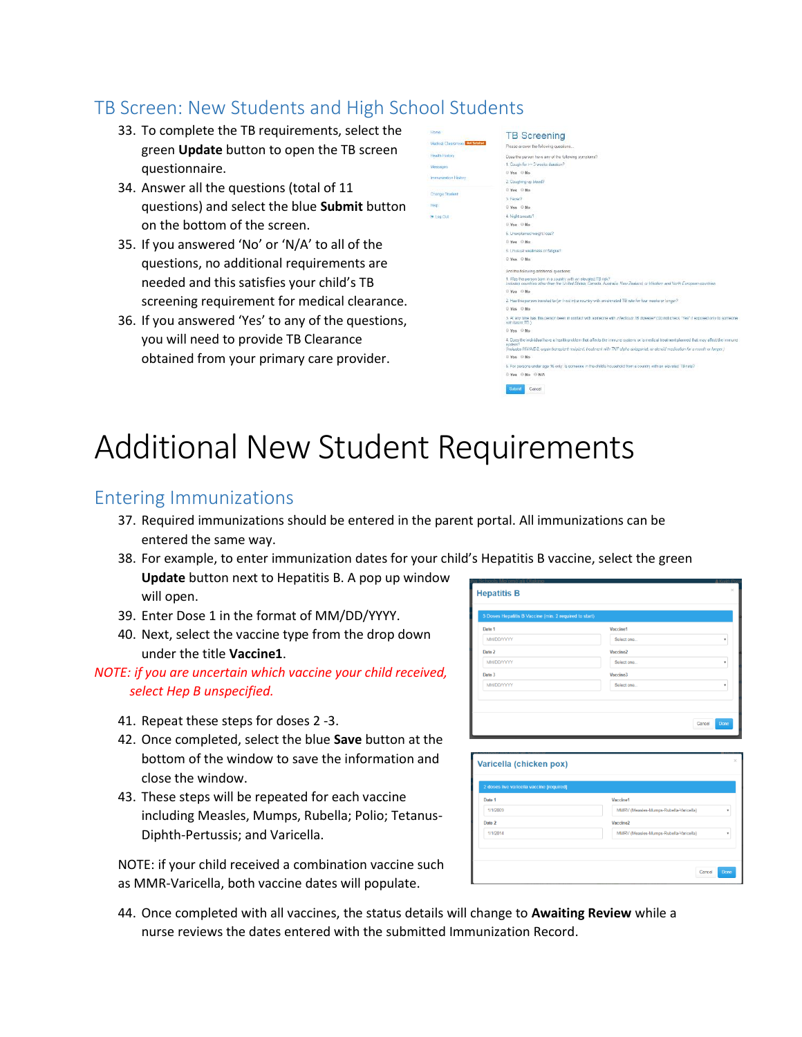## TB Screen: New Students and High School Students

33. To complete the TB requirements, select the green **Update** button to open the TB screen questionnaire.
34. Answer all the questions (total of 11 questions) and select the blue **Submit** button on the bottom of the screen.
35. If you answered 'No' or 'N/A' to all of the questions, no additional requirements are needed and this satisfies your child's TB screening requirement for medical clearance.
36. If you answered 'Yes' to any of the questions, you will need to provide TB Clearance obtained from your primary care provider.

# Additional New Student Requirements

## Entering Immunizations

37. Required immunizations should be entered in the parent portal. All immunizations can be entered the same way.
38. For example, to enter immunization dates for your child's Hepatitis B vaccine, select the green **Update** button next to Hepatitis B. A pop up window will open.
39. Enter Dose 1 in the format of MM/DD/YYYY.
40. Next, select the vaccine type from the drop down under the title **Vaccine1**.

*NOTE: if you are uncertain which vaccine your child received, select Hep B unspecified.*

41. Repeat these steps for doses 2 -3.
42. Once completed, select the blue **Save** button at the bottom of the window to save the information and close the window.
43. These steps will be repeated for each vaccine including Measles, Mumps, Rubella; Polio; Tetanus-Diphth-Pertussis; and Varicella.

NOTE: if your child received a combination vaccine such as MMR-Varicella, both vaccine dates will populate.

44. Once completed with all vaccines, the status details will change to **Awaiting Review** while a nurse reviews the dates entered with the submitted Immunization Record.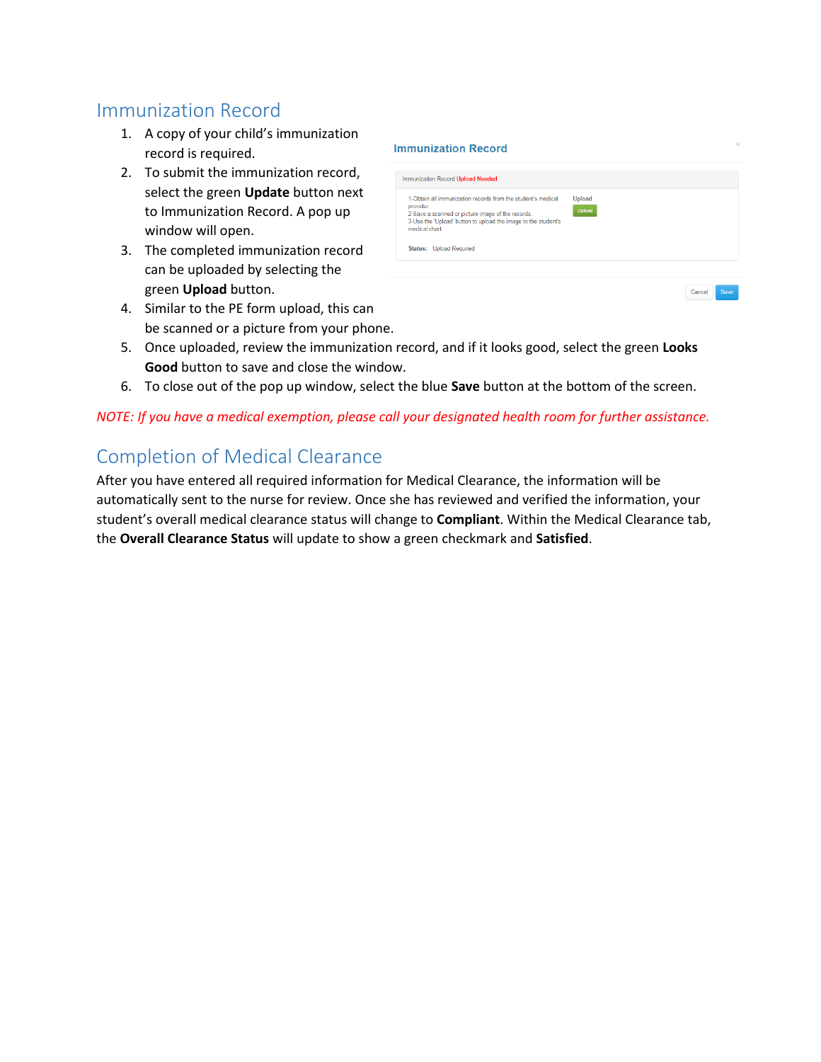## Immunization Record

1. A copy of your child's immunization record is required.
2. To submit the immunization record, select the green **Update** button next to Immunization Record. A pop up window will open.
3. The completed immunization record can be uploaded by selecting the green **Upload** button.
4. Similar to the PE form upload, this can be scanned or a picture from your phone.
5. Once uploaded, review the immunization record, and if it looks good, select the green **Looks Good** button to save and close the window.
6. To close out of the pop up window, select the blue **Save** button at the bottom of the screen.

*NOTE: If you have a medical exemption, please call your designated health room for further assistance.*

## Completion of Medical Clearance

After you have entered all required information for Medical Clearance, the information will be automatically sent to the nurse for review. Once she has reviewed and verified the information, your student's overall medical clearance status will change to **Compliant**. Within the Medical Clearance tab, the **Overall Clearance Status** will update to show a green checkmark and **Satisfied**.